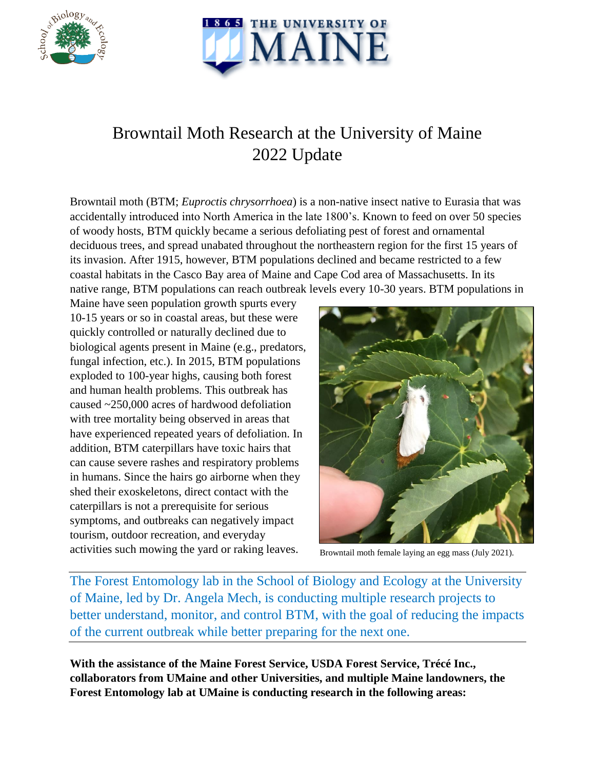# Browntail Moth Research at the University of Maine
## 2022 Update

Browntail moth (BTM; *Euproctis chrysorrhoea*) is a non-native insect native to Eurasia that was accidentally introduced into North America in the late 1800's. Known to feed on over 50 species of woody hosts, BTM quickly became a serious defoliating pest of forest and ornamental deciduous trees, and spread unabated throughout the northeastern region for the first 15 years of its invasion. After 1915, however, BTM populations declined and became restricted to a few coastal habitats in the Casco Bay area of Maine and Cape Cod area of Massachusetts. In its native range, BTM populations can reach outbreak levels every 10-30 years. BTM populations in Maine have seen population growth spurts every 10-15 years or so in coastal areas, but these were quickly controlled or naturally declined due to biological agents present in Maine (e.g., predators, fungal infection, etc.). In 2015, BTM populations exploded to 100-year highs, causing both forest and human health problems. This outbreak has caused ~250,000 acres of hardwood defoliation with tree mortality being observed in areas that have experienced repeated years of defoliation. In addition, BTM caterpillars have toxic hairs that can cause severe rashes and respiratory problems in humans. Since the hairs go airborne when they shed their exoskeletons, direct contact with the caterpillars is not a prerequisite for serious symptoms, and outbreaks can negatively impact tourism, outdoor recreation, and everyday activities such mowing the yard or raking leaves.

Browntail moth female laying an egg mass (July 2021).

The Forest Entomology lab in the School of Biology and Ecology at the University of Maine, led by Dr. Angela Mech, is conducting multiple research projects to better understand, monitor, and control BTM, with the goal of reducing the impacts of the current outbreak while better preparing for the next one.

**With the assistance of the Maine Forest Service, USDA Forest Service, Trécé Inc., collaborators from UMaine and other Universities, and multiple Maine landowners, the Forest Entomology lab at UMaine is conducting research in the following areas:**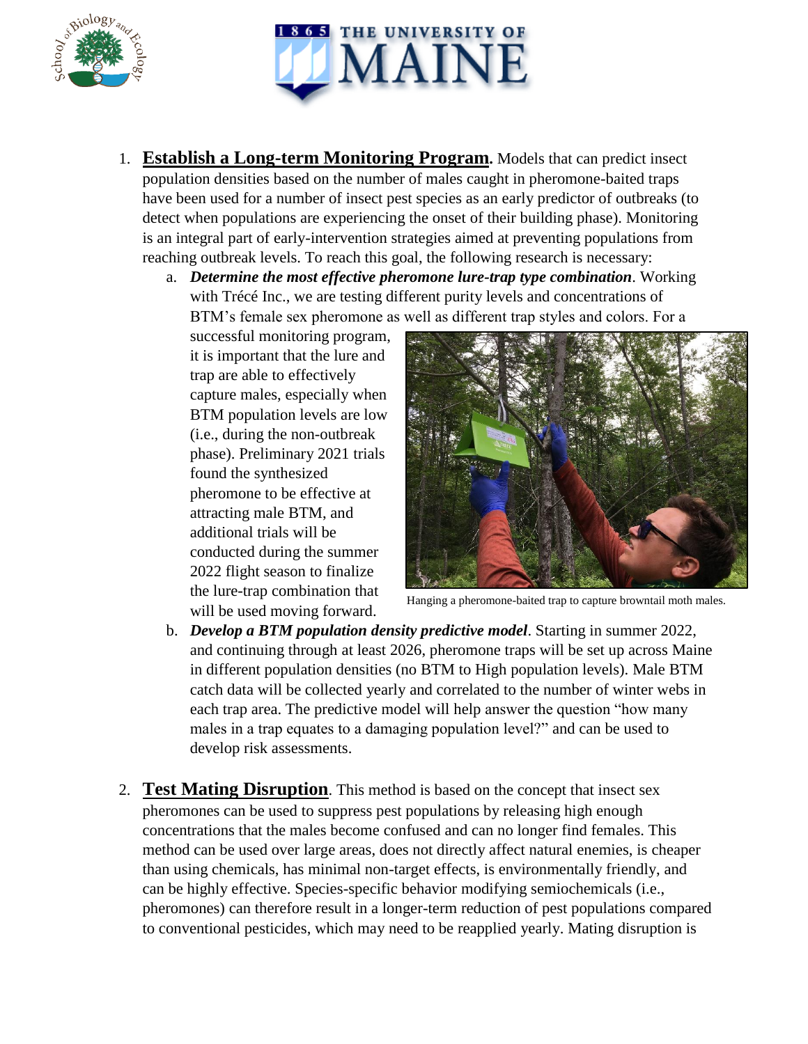1. **Establish a Long-term Monitoring Program.** Models that can predict insect population densities based on the number of males caught in pheromone-baited traps have been used for a number of insect pest species as an early predictor of outbreaks (to detect when populations are experiencing the onset of their building phase). Monitoring is an integral part of early-intervention strategies aimed at preventing populations from reaching outbreak levels. To reach this goal, the following research is necessary:
   a. ***Determine the most effective pheromone lure-trap type combination***. Working with Trécé Inc., we are testing different purity levels and concentrations of BTM's female sex pheromone as well as different trap styles and colors. For a successful monitoring program, it is important that the lure and trap are able to effectively capture males, especially when BTM population levels are low (i.e., during the non-outbreak phase). Preliminary 2021 trials found the synthesized pheromone to be effective at attracting male BTM, and additional trials will be conducted during the summer 2022 flight season to finalize the lure-trap combination that will be used moving forward.

      Hanging a pheromone-baited trap to capture browntail moth males.

   b. ***Develop a BTM population density predictive model***. Starting in summer 2022, and continuing through at least 2026, pheromone traps will be set up across Maine in different population densities (no BTM to High population levels). Male BTM catch data will be collected yearly and correlated to the number of winter webs in each trap area. The predictive model will help answer the question "how many males in a trap equates to a damaging population level?" and can be used to develop risk assessments.

2. **Test Mating Disruption**. This method is based on the concept that insect sex pheromones can be used to suppress pest populations by releasing high enough concentrations that the males become confused and can no longer find females. This method can be used over large areas, does not directly affect natural enemies, is cheaper than using chemicals, has minimal non-target effects, is environmentally friendly, and can be highly effective. Species-specific behavior modifying semiochemicals (i.e., pheromones) can therefore result in a longer-term reduction of pest populations compared to conventional pesticides, which may need to be reapplied yearly. Mating disruption is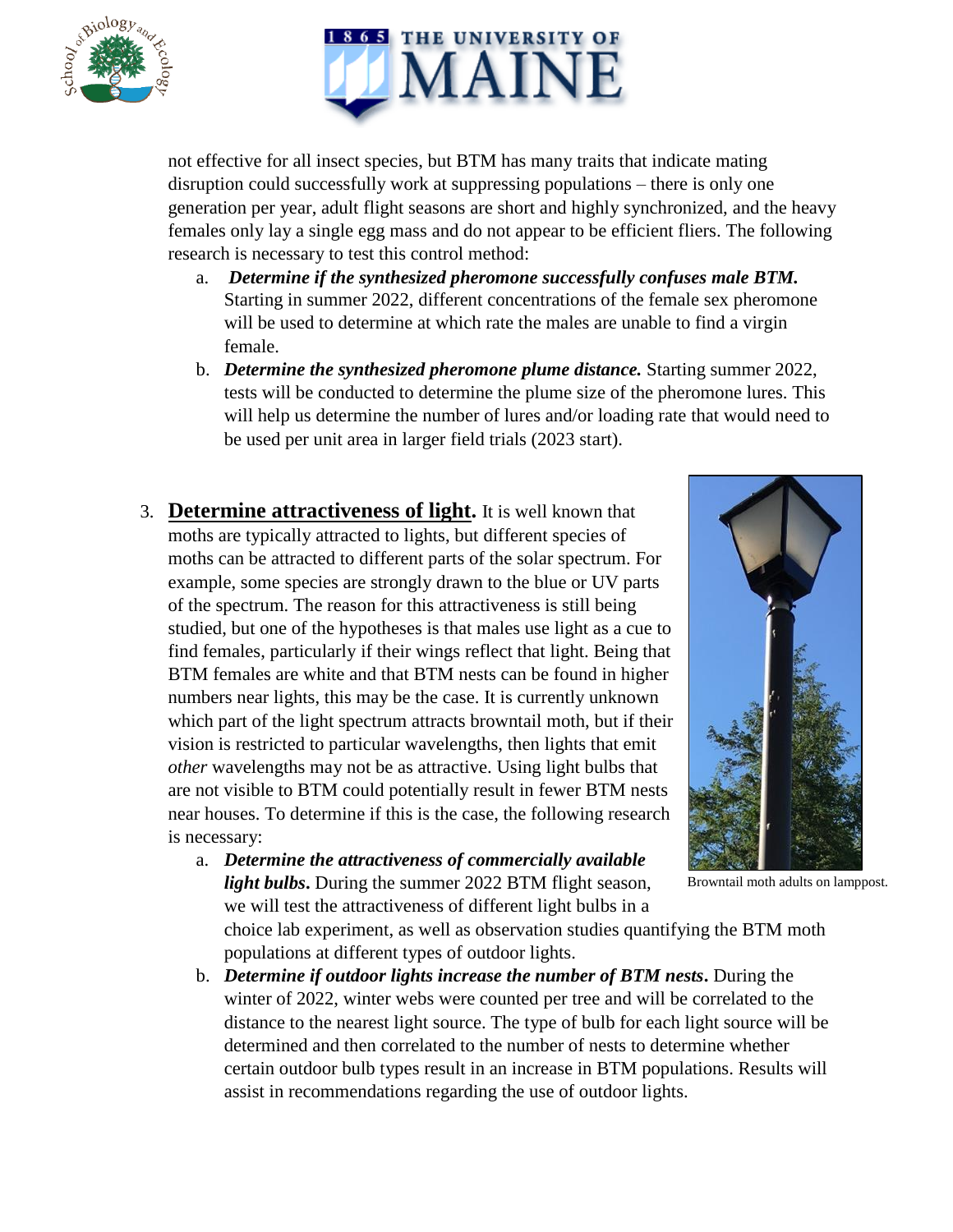not effective for all insect species, but BTM has many traits that indicate mating disruption could successfully work at suppressing populations – there is only one generation per year, adult flight seasons are short and highly synchronized, and the heavy females only lay a single egg mass and do not appear to be efficient fliers. The following research is necessary to test this control method:

a. ***Determine if the synthesized pheromone successfully confuses male BTM.*** Starting in summer 2022, different concentrations of the female sex pheromone will be used to determine at which rate the males are unable to find a virgin female.

b. ***Determine the synthesized pheromone plume distance.*** Starting summer 2022, tests will be conducted to determine the plume size of the pheromone lures. This will help us determine the number of lures and/or loading rate that would need to be used per unit area in larger field trials (2023 start).

3. **Determine attractiveness of light.** It is well known that moths are typically attracted to lights, but different species of moths can be attracted to different parts of the solar spectrum. For example, some species are strongly drawn to the blue or UV parts of the spectrum. The reason for this attractiveness is still being studied, but one of the hypotheses is that males use light as a cue to find females, particularly if their wings reflect that light. Being that BTM females are white and that BTM nests can be found in higher numbers near lights, this may be the case. It is currently unknown which part of the light spectrum attracts browntail moth, but if their vision is restricted to particular wavelengths, then lights that emit *other* wavelengths may not be as attractive. Using light bulbs that are not visible to BTM could potentially result in fewer BTM nests near houses. To determine if this is the case, the following research is necessary:

   a. ***Determine the attractiveness of commercially available light bulbs***. During the summer 2022 BTM flight season, we will test the attractiveness of different light bulbs in a choice lab experiment, as well as observation studies quantifying the BTM moth populations at different types of outdoor lights.

   b. ***Determine if outdoor lights increase the number of BTM nests***. During the winter of 2022, winter webs were counted per tree and will be correlated to the distance to the nearest light source. The type of bulb for each light source will be determined and then correlated to the number of nests to determine whether certain outdoor bulb types result in an increase in BTM populations. Results will assist in recommendations regarding the use of outdoor lights.

Browntail moth adults on lamppost.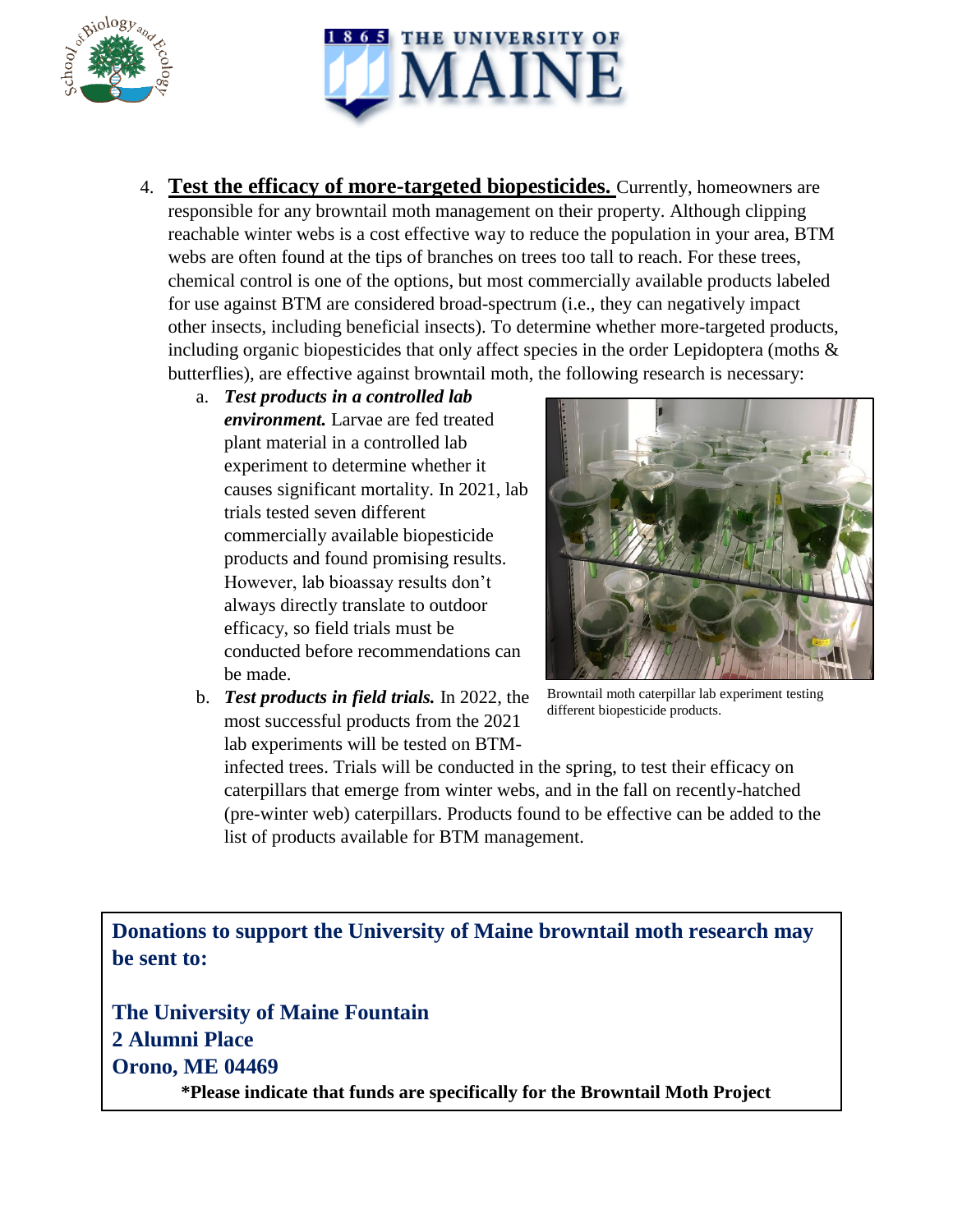4. **Test the efficacy of more-targeted biopesticides.** Currently, homeowners are responsible for any browntail moth management on their property. Although clipping reachable winter webs is a cost effective way to reduce the population in your area, BTM webs are often found at the tips of branches on trees too tall to reach. For these trees, chemical control is one of the options, but most commercially available products labeled for use against BTM are considered broad-spectrum (i.e., they can negatively impact other insects, including beneficial insects). To determine whether more-targeted products, including organic biopesticides that only affect species in the order Lepidoptera (moths & butterflies), are effective against browntail moth, the following research is necessary:

    a. ***Test products in a controlled lab environment.*** Larvae are fed treated plant material in a controlled lab experiment to determine whether it causes significant mortality. In 2021, lab trials tested seven different commercially available biopesticide products and found promising results. However, lab bioassay results don't always directly translate to outdoor efficacy, so field trials must be conducted before recommendations can be made.

    b. ***Test products in field trials.*** In 2022, the most successful products from the 2021 lab experiments will be tested on BTM-infected trees. Trials will be conducted in the spring, to test their efficacy on caterpillars that emerge from winter webs, and in the fall on recently-hatched (pre-winter web) caterpillars. Products found to be effective can be added to the list of products available for BTM management.

Browntail moth caterpillar lab experiment testing different biopesticide products.

**Donations to support the University of Maine browntail moth research may be sent to:**

**The University of Maine Fountain**
**2 Alumni Place**
**Orono, ME 04469**

***Please indicate that funds are specifically for the Browntail Moth Project**